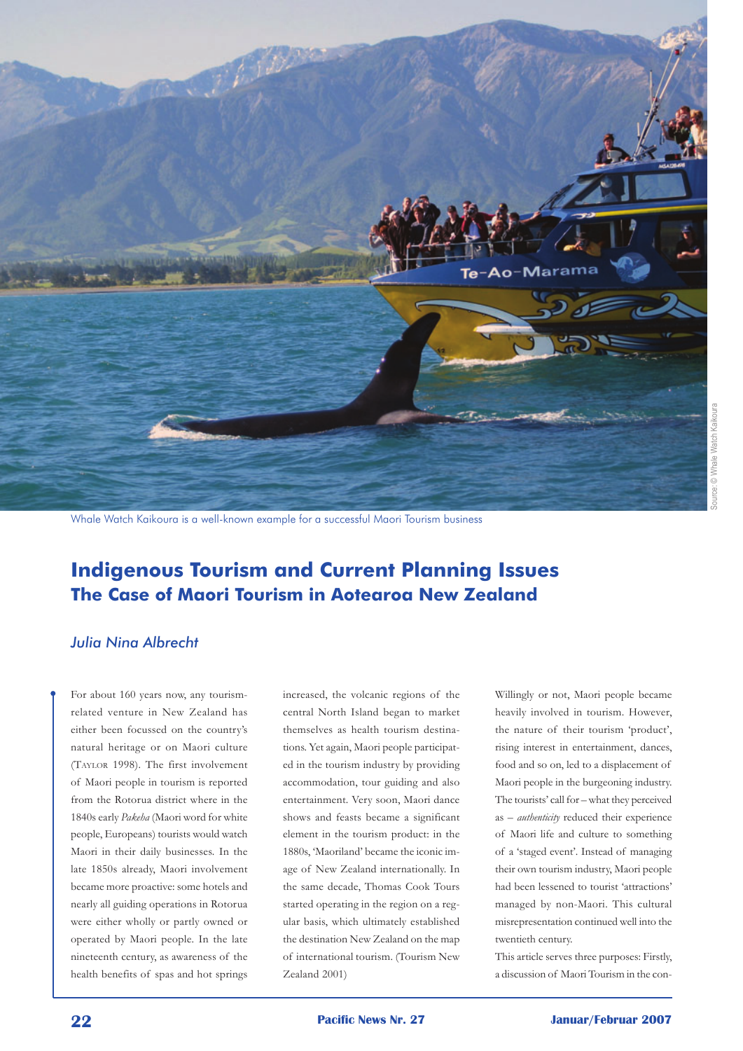Whale Watch Kaikoura is a well-known example for a successful Maori Tourism business

# Indigenous Tourism and Current Planning Issues
## The Case of Maori Tourism in Aotearoa New Zealand

*Julia Nina Albrecht*

For about 160 years now, any tourism-related venture in New Zealand has either been focussed on the country's natural heritage or on Maori culture (Taylor 1998). The first involvement of Maori people in tourism is reported from the Rotorua district where in the 1840s early *Pakeha* (Maori word for white people, Europeans) tourists would watch Maori in their daily businesses. In the late 1850s already, Maori involvement became more proactive: some hotels and nearly all guiding operations in Rotorua were either wholly or partly owned or operated by Maori people. In the late nineteenth century, as awareness of the health benefits of spas and hot springs increased, the volcanic regions of the central North Island began to market themselves as health tourism destinations. Yet again, Maori people participated in the tourism industry by providing accommodation, tour guiding and also entertainment. Very soon, Maori dance shows and feasts became a significant element in the tourism product: in the 1880s, 'Maoriland' became the iconic image of New Zealand internationally. In the same decade, Thomas Cook Tours started operating in the region on a regular basis, which ultimately established the destination New Zealand on the map of international tourism. (Tourism New Zealand 2001)

Willingly or not, Maori people became heavily involved in tourism. However, the nature of their tourism 'product', rising interest in entertainment, dances, food and so on, led to a displacement of Maori people in the burgeoning industry. The tourists' call for – what they perceived as – *authenticity* reduced their experience of Maori life and culture to something of a 'staged event'. Instead of managing their own tourism industry, Maori people had been lessened to tourist 'attractions' managed by non-Maori. This cultural misrepresentation continued well into the twentieth century.

This article serves three purposes: Firstly, a discussion of Maori Tourism in the con-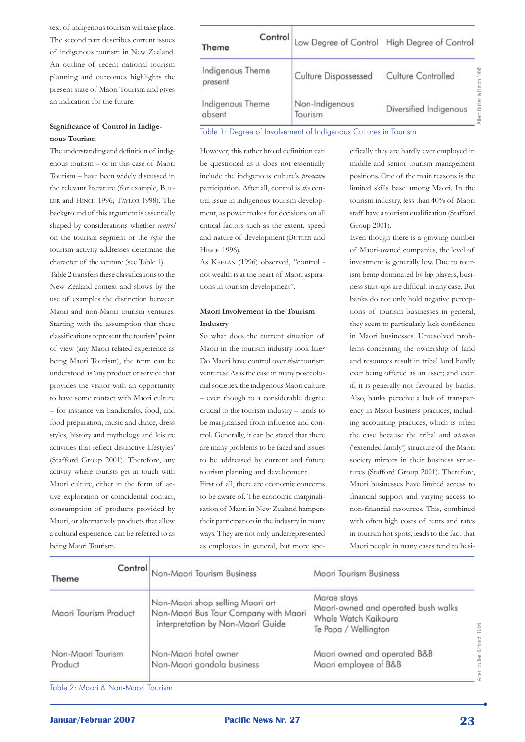text of indigenous tourism will take place. The second part describes current issues of indigenous tourism in New Zealand. An outline of recent national tourism planning and outcomes highlights the present state of Maori Tourism and gives an indication for the future.

### Significance of Control in Indigenous Tourism

The understanding and definition of indigenous tourism – or in this case of Maori Tourism – have been widely discussed in the relevant literature (for example, Butler and Hinch 1996; Taylor 1998). The background of this argument is essentially shaped by considerations whether *control* on the tourism segment or the *topic* the tourism activity addresses determine the character of the venture (see Table 1).

| Theme / Control | Low Degree of Control | High Degree of Control |
|---|---|---|
| Indigenous Theme present | Culture Dispossessed | Culture Controlled |
| Indigenous Theme absent | Non-Indigenous Tourism | Diversified Indigenous |

After: Butler & Hinch 1996

Table 1: Degree of Involvement of Indigenous Cultures in Tourism

Table 2 transfers these classifications to the New Zealand context and shows by the use of examples the distinction between Maori and non-Maori tourism ventures. Starting with the assumption that these classifications represent the tourists' point of view (any Maori related experience as being Maori Tourism), the term can be understood as 'any product or service that provides the visitor with an opportunity to have some contact with Maori culture – for instance via handicrafts, food, and food preparation, music and dance, dress styles, history and mythology and leisure activities that reflect distinctive lifestyles' (Stafford Group 2001). Therefore, any activity where tourists get in touch with Maori culture, either in the form of active exploration or coincidental contact, consumption of products provided by Maori, or alternatively products that allow a cultural experience, can be referred to as being Maori Tourism.

However, this rather broad definition can be questioned as it does not essentially include the indigenous culture's *proactive* participation. After all, control is *the* central issue in indigenous tourism development, as power makes for decisions on all critical factors such as the extent, speed and nature of development (Butler and Hinch 1996).

As Keelan (1996) observed, "control - not wealth is at the heart of Maori aspirations in tourism development".

### Maori Involvement in the Tourism Industry

So what does the current situation of Maori in the tourism industry look like? Do Maori have control over *their* tourism ventures? As is the case in many postcolonial societies, the indigenous Maori culture – even though to a considerable degree crucial to the tourism industry – tends to be marginalised from influence and control. Generally, it can be stated that there are many problems to be faced and issues to be addressed by current and future tourism planning and development.

First of all, there are economic concerns to be aware of. The economic marginalisation of Maori in New Zealand hampers their participation in the industry in many ways. They are not only underrepresented as employees in general, but more specifically they are hardly ever employed in middle and senior tourism management positions. One of the main reasons is the limited skills base among Maori. In the tourism industry, less than 40% of Maori staff have a tourism qualification (Stafford Group 2001).

Even though there is a growing number of Maori-owned companies, the level of investment is generally low. Due to tourism being dominated by big players, business start-ups are difficult in any case. But banks do not only hold negative perceptions of tourism businesses in general, they seem to particularly lack confidence in Maori businesses. Unresolved problems concerning the ownership of land and resources result in tribal land hardly ever being offered as an asset; and even if, it is generally not favoured by banks. Also, banks perceive a lack of transparency in Maori business practices, including accounting practices, which is often the case because the tribal and *whanau* ('extended family') structure of the Maori society mirrors in their business structures (Stafford Group 2001). Therefore, Maori businesses have limited access to financial support and varying access to non-financial resources. This, combined with often high costs of rents and rates in tourism hot spots, leads to the fact that Maori people in many cases tend to hesi-

| Theme / Control | Non-Maori Tourism Business | Maori Tourism Business |
|---|---|---|
| Maori Tourism Product | Non-Maori shop selling Maori art<br>Non-Maori Bus Tour Company with Maori interpretation by Non-Maori Guide | Marae stays<br>Maori-owned and operated bush walks<br>Whale Watch Kaikoura<br>Te Papa / Wellington |
| Non-Maori Tourism Product | Non-Maori hotel owner<br>Non-Maori gondola business | Maori owned and operated B&B<br>Maori employee of B&B |

After: Butler & Hinch 1996

Table 2: Maori & Non-Maori Tourism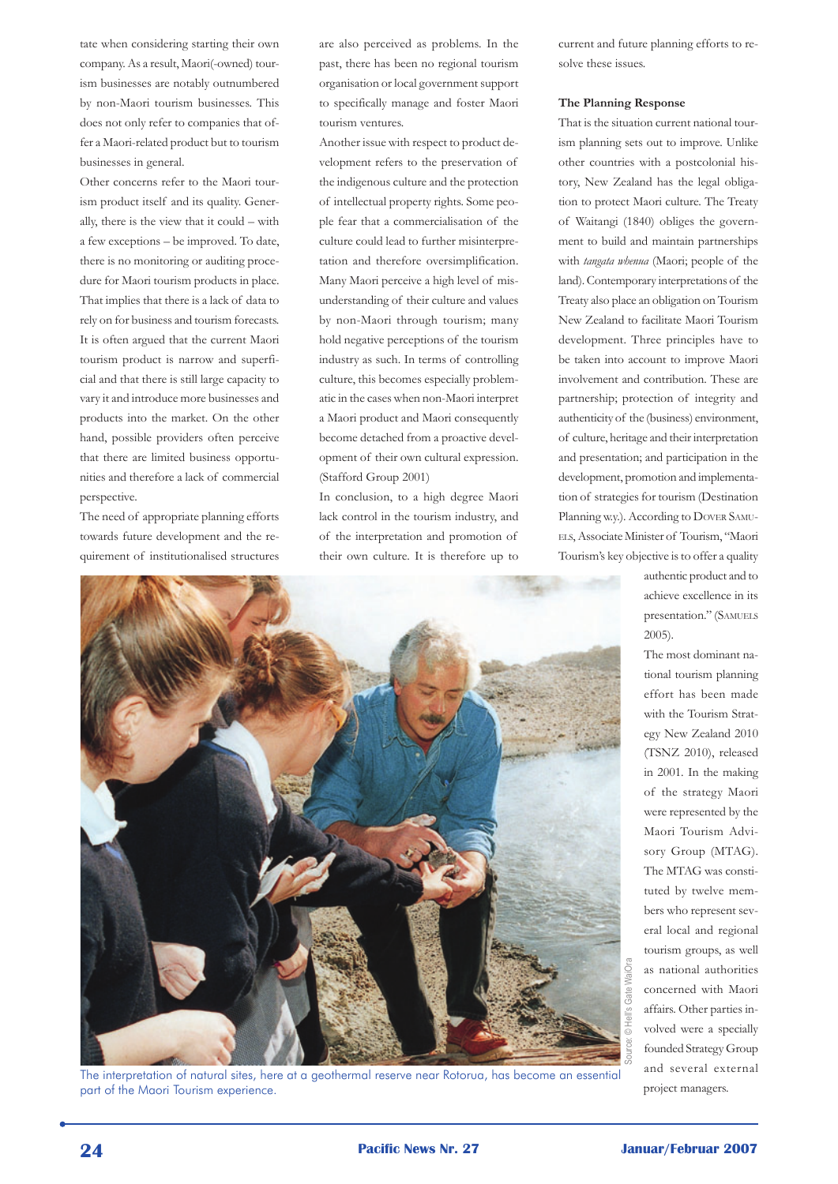tate when considering starting their own company. As a result, Maori(-owned) tourism businesses are notably outnumbered by non-Maori tourism businesses. This does not only refer to companies that offer a Maori-related product but to tourism businesses in general.

Other concerns refer to the Maori tourism product itself and its quality. Generally, there is the view that it could – with a few exceptions – be improved. To date, there is no monitoring or auditing procedure for Maori tourism products in place. That implies that there is a lack of data to rely on for business and tourism forecasts. It is often argued that the current Maori tourism product is narrow and superficial and that there is still large capacity to vary it and introduce more businesses and products into the market. On the other hand, possible providers often perceive that there are limited business opportunities and therefore a lack of commercial perspective.

The need of appropriate planning efforts towards future development and the requirement of institutionalised structures are also perceived as problems. In the past, there has been no regional tourism organisation or local government support to specifically manage and foster Maori tourism ventures.

Another issue with respect to product development refers to the preservation of the indigenous culture and the protection of intellectual property rights. Some people fear that a commercialisation of the culture could lead to further misinterpretation and therefore oversimplification. Many Maori perceive a high level of misunderstanding of their culture and values by non-Maori through tourism; many hold negative perceptions of the tourism industry as such. In terms of controlling culture, this becomes especially problematic in the cases when non-Maori interpret a Maori product and Maori consequently become detached from a proactive development of their own cultural expression. (Stafford Group 2001)

In conclusion, to a high degree Maori lack control in the tourism industry, and of the interpretation and promotion of their own culture. It is therefore up to current and future planning efforts to resolve these issues.

### The Planning Response

That is the situation current national tourism planning sets out to improve. Unlike other countries with a postcolonial history, New Zealand has the legal obligation to protect Maori culture. The Treaty of Waitangi (1840) obliges the government to build and maintain partnerships with *tangata whenua* (Maori; people of the land). Contemporary interpretations of the Treaty also place an obligation on Tourism New Zealand to facilitate Maori Tourism development. Three principles have to be taken into account to improve Maori involvement and contribution. These are partnership; protection of integrity and authenticity of the (business) environment, of culture, heritage and their interpretation and presentation; and participation in the development, promotion and implementation of strategies for tourism (Destination Planning w.y.). According to Dover Samuels, Associate Minister of Tourism, "Maori Tourism's key objective is to offer a quality authentic product and to achieve excellence in its presentation." (Samuels 2005).

The most dominant national tourism planning effort has been made with the Tourism Strategy New Zealand 2010 (TSNZ 2010), released in 2001. In the making of the strategy Maori were represented by the Maori Tourism Advisory Group (MTAG). The MTAG was constituted by twelve members who represent several local and regional tourism groups, as well as national authorities concerned with Maori affairs. Other parties involved were a specially founded Strategy Group and several external project managers.

The interpretation of natural sites, here at a geothermal reserve near Rotorua, has become an essential part of the Maori Tourism experience.

Source: © Hell's Gate WaiOra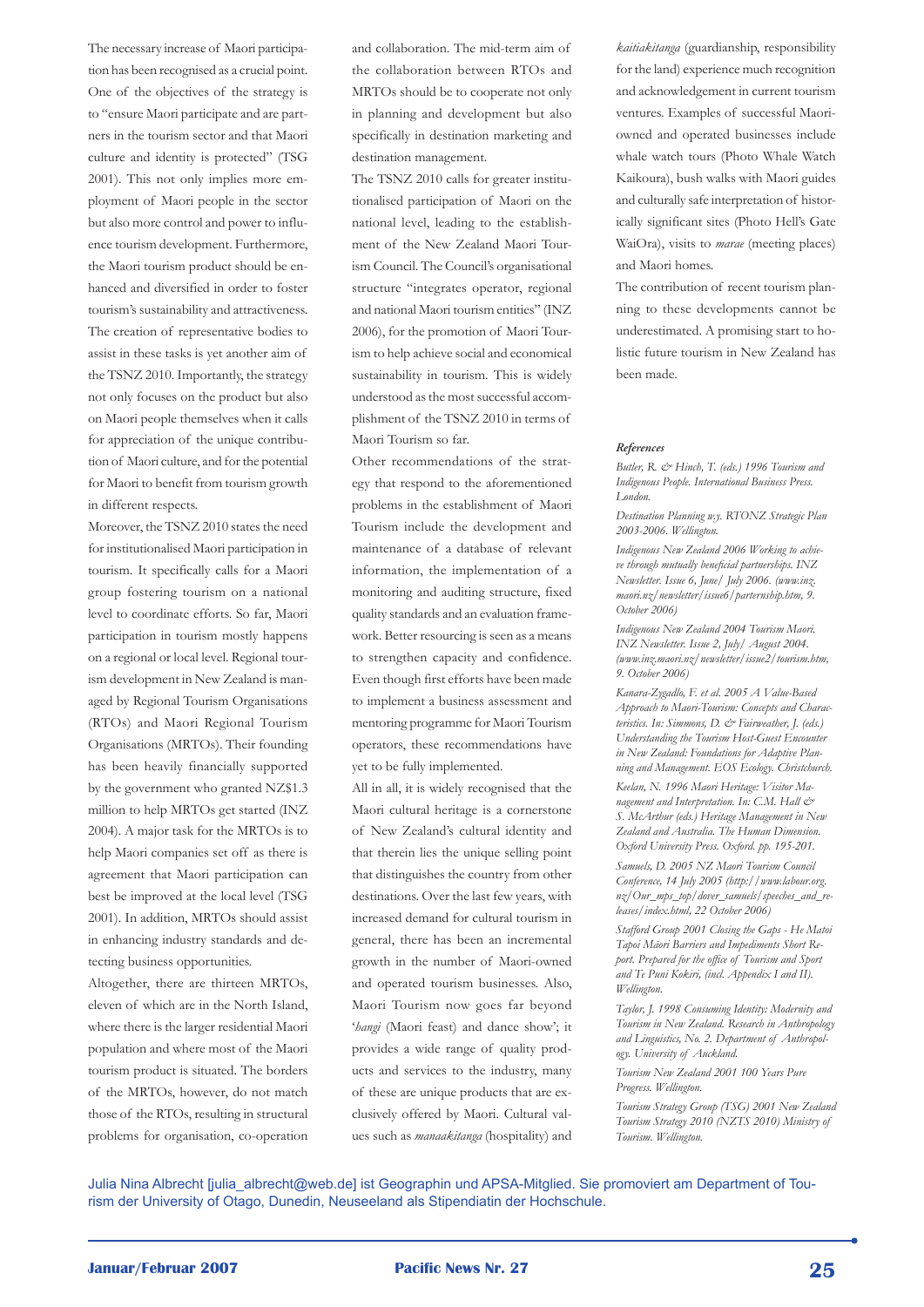The necessary increase of Maori participation has been recognised as a crucial point. One of the objectives of the strategy is to "ensure Maori participate and are partners in the tourism sector and that Maori culture and identity is protected" (TSG 2001). This not only implies more employment of Maori people in the sector but also more control and power to influence tourism development. Furthermore, the Maori tourism product should be enhanced and diversified in order to foster tourism's sustainability and attractiveness. The creation of representative bodies to assist in these tasks is yet another aim of the TSNZ 2010. Importantly, the strategy not only focuses on the product but also on Maori people themselves when it calls for appreciation of the unique contribution of Maori culture, and for the potential for Maori to benefit from tourism growth in different respects.

Moreover, the TSNZ 2010 states the need for institutionalised Maori participation in tourism. It specifically calls for a Maori group fostering tourism on a national level to coordinate efforts. So far, Maori participation in tourism mostly happens on a regional or local level. Regional tourism development in New Zealand is managed by Regional Tourism Organisations (RTOs) and Maori Regional Tourism Organisations (MRTOs). Their founding has been heavily financially supported by the government who granted NZ$1.3 million to help MRTOs get started (INZ 2004). A major task for the MRTOs is to help Maori companies set off as there is agreement that Maori participation can best be improved at the local level (TSG 2001). In addition, MRTOs should assist in enhancing industry standards and detecting business opportunities.

Altogether, there are thirteen MRTOs, eleven of which are in the North Island, where there is the larger residential Maori population and where most of the Maori tourism product is situated. The borders of the MRTOs, however, do not match those of the RTOs, resulting in structural problems for organisation, co-operation and collaboration. The mid-term aim of the collaboration between RTOs and MRTOs should be to cooperate not only in planning and development but also specifically in destination marketing and destination management.

The TSNZ 2010 calls for greater institutionalised participation of Maori on the national level, leading to the establishment of the New Zealand Maori Tourism Council. The Council's organisational structure "integrates operator, regional and national Maori tourism entities" (INZ 2006), for the promotion of Maori Tourism to help achieve social and economical sustainability in tourism. This is widely understood as the most successful accomplishment of the TSNZ 2010 in terms of Maori Tourism so far.

Other recommendations of the strategy that respond to the aforementioned problems in the establishment of Maori Tourism include the development and maintenance of a database of relevant information, the implementation of a monitoring and auditing structure, fixed quality standards and an evaluation framework. Better resourcing is seen as a means to strengthen capacity and confidence. Even though first efforts have been made to implement a business assessment and mentoring programme for Maori Tourism operators, these recommendations have yet to be fully implemented.

All in all, it is widely recognised that the Maori cultural heritage is a cornerstone of New Zealand's cultural identity and that therein lies the unique selling point that distinguishes the country from other destinations. Over the last few years, with increased demand for cultural tourism in general, there has been an incremental growth in the number of Maori-owned and operated tourism businesses. Also, Maori Tourism now goes far beyond '*hangi* (Maori feast) and dance show'; it provides a wide range of quality products and services to the industry, many of these are unique products that are exclusively offered by Maori. Cultural values such as *manaakitanga* (hospitality) and *kaitiakitanga* (guardianship, responsibility for the land) experience much recognition and acknowledgement in current tourism ventures. Examples of successful Maori-owned and operated businesses include whale watch tours (Photo Whale Watch Kaikoura), bush walks with Maori guides and culturally safe interpretation of historically significant sites (Photo Hell's Gate WaiOra), visits to *marae* (meeting places) and Maori homes.

The contribution of recent tourism planning to these developments cannot be underestimated. A promising start to holistic future tourism in New Zealand has been made.

***References***

*Butler, R. & Hinch, T. (eds.) 1996 Tourism and Indigenous People. International Business Press. London.*

*Destination Planning w.y. RTONZ Strategic Plan 2003-2006. Wellington.*

*Indigenous New Zealand 2006 Working to achieve through mutually beneficial partnerships. INZ Newsletter. Issue 6, June/ July 2006. (www.inz.maori.nz/newsletter/issue6/partenrship.htm, 9. October 2006)*

*Indigenous New Zealand 2004 Tourism Maori. INZ Newsletter. Issue 2, July/ August 2004. (www.inz.maori.nz/newsletter/issue2/tourism.htm, 9. October 2006)*

*Kanara-Zygadlo, F. et al. 2005 A Value-Based Approach to Maori-Tourism: Concepts and Characteristics. In: Simmons, D. & Fairweather, J. (eds.) Understanding the Tourism Host-Guest Encounter in New Zealand: Foundations for Adaptive Planning and Management. EOS Ecology. Christchurch.*

*Keelan, N. 1996 Maori Heritage: Visitor Management and Interpretation. In: C.M. Hall & S. McArthur (eds.) Heritage Management in New Zealand and Australia. The Human Dimension. Oxford University Press. Oxford. pp. 195-201.*

*Samuels, D. 2005 NZ Maori Tourism Council Conference, 14 July 2005 (http://www.labour.org.nz/Our_mps_top/dover_samuels/speeches_and_releases/index.html, 22 October 2006)*

*Stafford Group 2001 Closing the Gaps - He Matoi Tapoi Māori Barriers and Impediments Short Report. Prepared for the office of Tourism and Sport and Te Puni Kokiri, (incl. Appendix I and II). Wellington.*

*Taylor, J. 1998 Consuming Identity: Modernity and Tourism in New Zealand. Research in Anthropology and Linguistics, No. 2. Department of Anthropology. University of Auckland.*

*Tourism New Zealand 2001 100 Years Pure Progress. Wellington.*

*Tourism Strategy Group (TSG) 2001 New Zealand Tourism Strategy 2010 (NZTS 2010) Ministry of Tourism. Wellington.*

Julia Nina Albrecht [julia_albrecht@web.de] ist Geographin und APSA-Mitglied. Sie promoviert am Department of Tourism der University of Otago, Dunedin, Neuseeland als Stipendiatin der Hochschule.